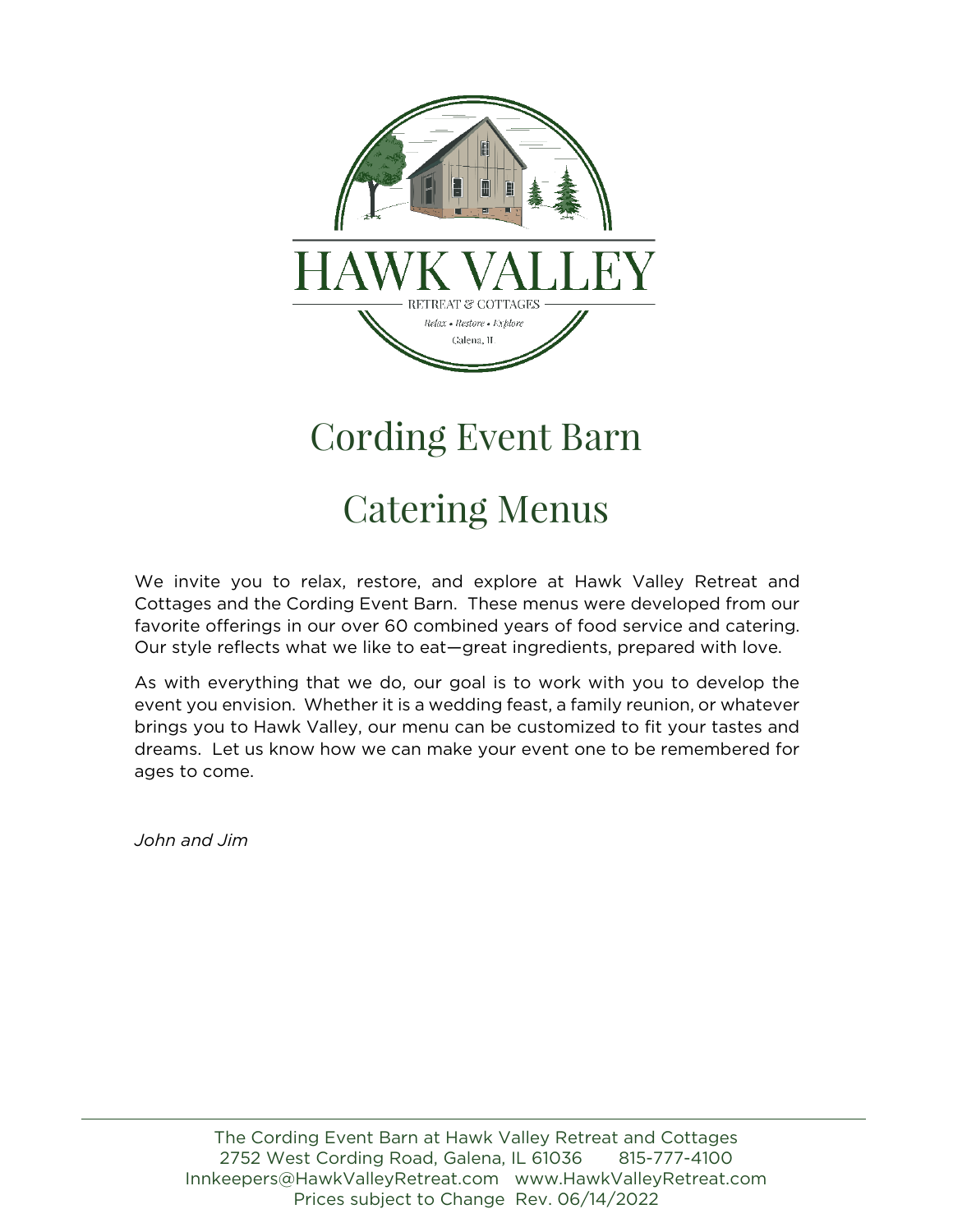HAWK VALLEY

RETREAT & COTTAGES

*Relax • Restore • Explore*

Galena, IL

# Cording Event Barn

# Catering Menus

We invite you to relax, restore, and explore at Hawk Valley Retreat and Cottages and the Cording Event Barn. These menus were developed from our favorite offerings in our over 60 combined years of food service and catering. Our style reflects what we like to eat—great ingredients, prepared with love.

As with everything that we do, our goal is to work with you to develop the event you envision. Whether it is a wedding feast, a family reunion, or whatever brings you to Hawk Valley, our menu can be customized to fit your tastes and dreams. Let us know how we can make your event one to be remembered for ages to come.

*John and Jim*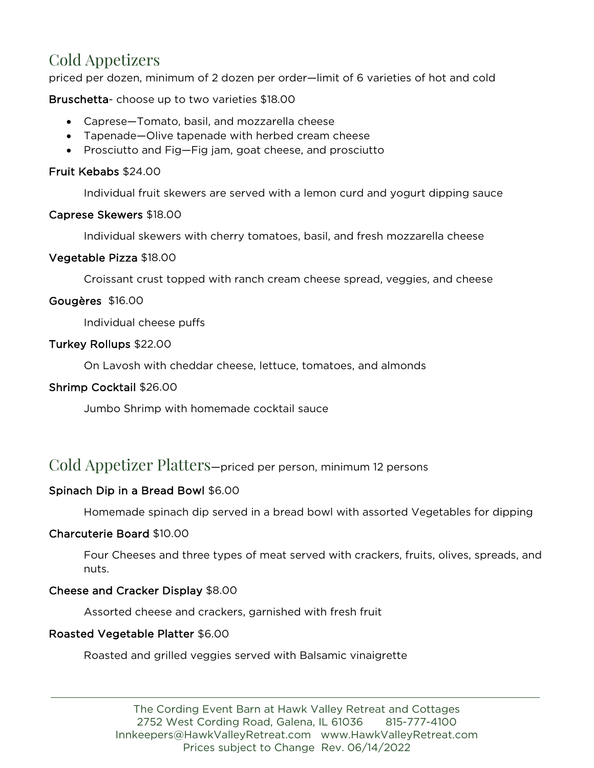## Cold Appetizers

priced per dozen, minimum of 2 dozen per order—limit of 6 varieties of hot and cold

**Bruschetta**- choose up to two varieties $18.00

- Caprese—Tomato, basil, and mozzarella cheese
- Tapenade—Olive tapenade with herbed cream cheese
- Prosciutto and Fig—Fig jam, goat cheese, and prosciutto

**Fruit Kebabs** $24.00

Individual fruit skewers are served with a lemon curd and yogurt dipping sauce

**Caprese Skewers** $18.00

Individual skewers with cherry tomatoes, basil, and fresh mozzarella cheese

**Vegetable Pizza** $18.00

Croissant crust topped with ranch cream cheese spread, veggies, and cheese

**Gougères** $16.00

Individual cheese puffs

**Turkey Rollups** $22.00

On Lavosh with cheddar cheese, lettuce, tomatoes, and almonds

**Shrimp Cocktail** $26.00

Jumbo Shrimp with homemade cocktail sauce

## Cold Appetizer Platters—priced per person, minimum 12 persons

**Spinach Dip in a Bread Bowl** $6.00

Homemade spinach dip served in a bread bowl with assorted Vegetables for dipping

**Charcuterie Board** $10.00

Four Cheeses and three types of meat served with crackers, fruits, olives, spreads, and nuts.

**Cheese and Cracker Display** $8.00

Assorted cheese and crackers, garnished with fresh fruit

**Roasted Vegetable Platter** $6.00

Roasted and grilled veggies served with Balsamic vinaigrette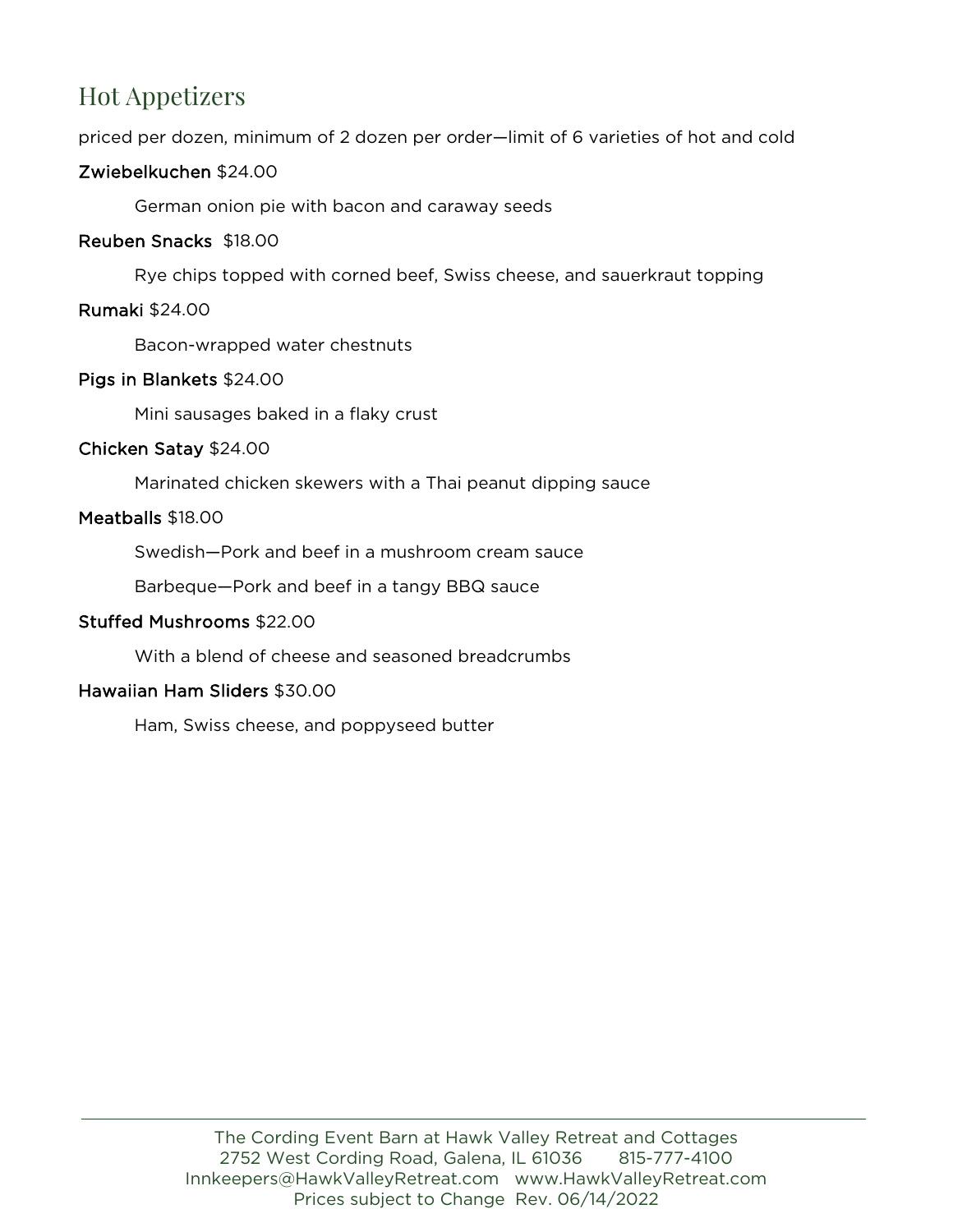## Hot Appetizers

priced per dozen, minimum of 2 dozen per order—limit of 6 varieties of hot and cold

**Zwiebelkuchen** $24.00

German onion pie with bacon and caraway seeds

**Reuben Snacks** $18.00

Rye chips topped with corned beef, Swiss cheese, and sauerkraut topping

**Rumaki** $24.00

Bacon-wrapped water chestnuts

**Pigs in Blankets** $24.00

Mini sausages baked in a flaky crust

**Chicken Satay** $24.00

Marinated chicken skewers with a Thai peanut dipping sauce

**Meatballs** $18.00

Swedish—Pork and beef in a mushroom cream sauce

Barbeque—Pork and beef in a tangy BBQ sauce

**Stuffed Mushrooms** $22.00

With a blend of cheese and seasoned breadcrumbs

**Hawaiian Ham Sliders** $30.00

Ham, Swiss cheese, and poppyseed butter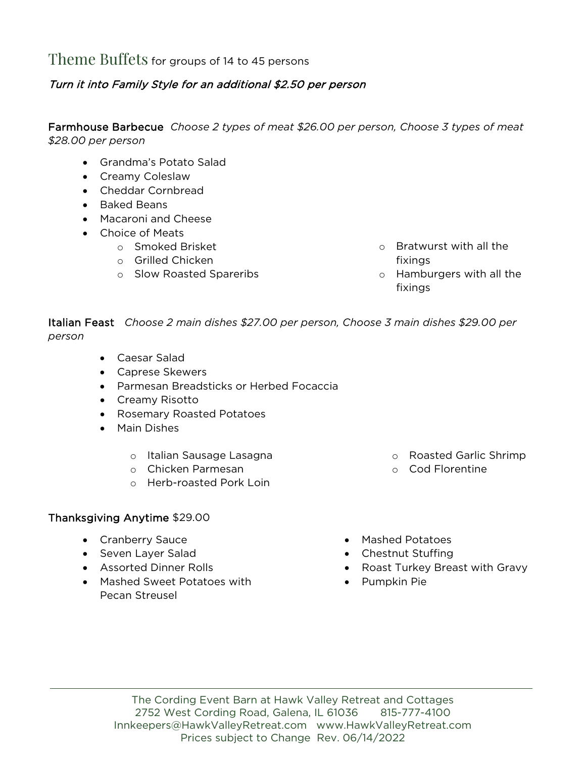# Theme Buffets for groups of 14 to 45 persons

*Turn it into Family Style for an additional $2.50 per person*

**Farmhouse Barbecue** *Choose 2 types of meat $26.00 per person, Choose 3 types of meat $28.00 per person*

- Grandma's Potato Salad
- Creamy Coleslaw
- Cheddar Cornbread
- Baked Beans
- Macaroni and Cheese
- Choice of Meats
    - Smoked Brisket
    - Grilled Chicken
    - Slow Roasted Spareribs
    - Bratwurst with all the fixings
    - Hamburgers with all the fixings

**Italian Feast** *Choose 2 main dishes $27.00 per person, Choose 3 main dishes $29.00 per person*

- Caesar Salad
- Caprese Skewers
- Parmesan Breadsticks or Herbed Focaccia
- Creamy Risotto
- Rosemary Roasted Potatoes
- Main Dishes
    - Italian Sausage Lasagna
    - Chicken Parmesan
    - Herb-roasted Pork Loin
    - Roasted Garlic Shrimp
    - Cod Florentine

**Thanksgiving Anytime** $29.00

- Cranberry Sauce
- Seven Layer Salad
- Assorted Dinner Rolls
- Mashed Sweet Potatoes with Pecan Streusel
- Mashed Potatoes
- Chestnut Stuffing
- Roast Turkey Breast with Gravy
- Pumpkin Pie

The Cording Event Barn at Hawk Valley Retreat and Cottages
2752 West Cording Road, Galena, IL 61036 815-777-4100
Innkeepers@HawkValleyRetreat.com www.HawkValleyRetreat.com
Prices subject to Change Rev. 06/14/2022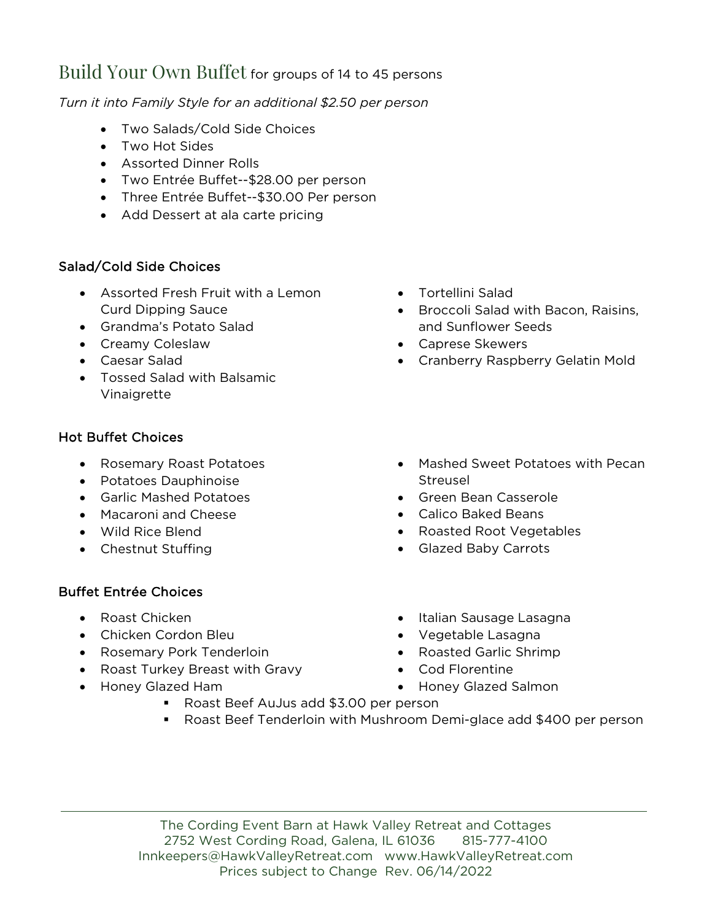## Build Your Own Buffet for groups of 14 to 45 persons

*Turn it into Family Style for an additional $2.50 per person*

- Two Salads/Cold Side Choices
- Two Hot Sides
- Assorted Dinner Rolls
- Two Entrée Buffet--$28.00 per person
- Three Entrée Buffet--$30.00 Per person
- Add Dessert at ala carte pricing

### Salad/Cold Side Choices

- Assorted Fresh Fruit with a Lemon Curd Dipping Sauce
- Grandma's Potato Salad
- Creamy Coleslaw
- Caesar Salad
- Tossed Salad with Balsamic Vinaigrette
- Tortellini Salad
- Broccoli Salad with Bacon, Raisins, and Sunflower Seeds
- Caprese Skewers
- Cranberry Raspberry Gelatin Mold

### Hot Buffet Choices

- Rosemary Roast Potatoes
- Potatoes Dauphinoise
- Garlic Mashed Potatoes
- Macaroni and Cheese
- Wild Rice Blend
- Chestnut Stuffing
- Mashed Sweet Potatoes with Pecan Streusel
- Green Bean Casserole
- Calico Baked Beans
- Roasted Root Vegetables
- Glazed Baby Carrots

### Buffet Entrée Choices

- Roast Chicken
- Chicken Cordon Bleu
- Rosemary Pork Tenderloin
- Roast Turkey Breast with Gravy
- Honey Glazed Ham
- Italian Sausage Lasagna
- Vegetable Lasagna
- Roasted Garlic Shrimp
- Cod Florentine
- Honey Glazed Salmon
  - Roast Beef AuJus add $3.00 per person
  - Roast Beef Tenderloin with Mushroom Demi-glace add $400 per person

The Cording Event Barn at Hawk Valley Retreat and Cottages
2752 West Cording Road, Galena, IL 61036 815-777-4100
Innkeepers@HawkValleyRetreat.com www.HawkValleyRetreat.com
Prices subject to Change Rev. 06/14/2022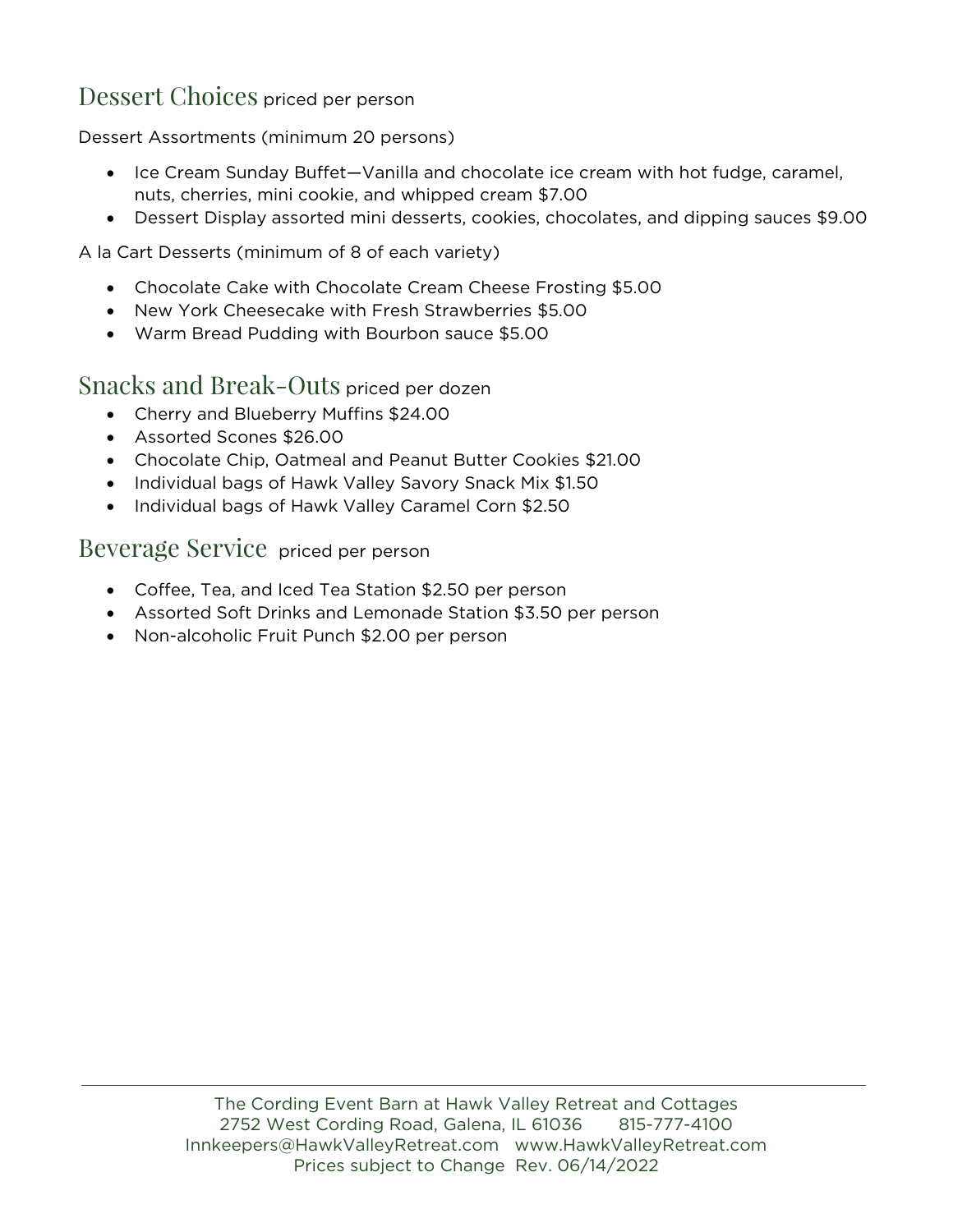## Dessert Choices priced per person

Dessert Assortments (minimum 20 persons)

- Ice Cream Sunday Buffet—Vanilla and chocolate ice cream with hot fudge, caramel, nuts, cherries, mini cookie, and whipped cream $7.00
- Dessert Display assorted mini desserts, cookies, chocolates, and dipping sauces $9.00

A la Cart Desserts (minimum of 8 of each variety)

- Chocolate Cake with Chocolate Cream Cheese Frosting $5.00
- New York Cheesecake with Fresh Strawberries $5.00
- Warm Bread Pudding with Bourbon sauce $5.00

## Snacks and Break-Outs priced per dozen

- Cherry and Blueberry Muffins $24.00
- Assorted Scones $26.00
- Chocolate Chip, Oatmeal and Peanut Butter Cookies $21.00
- Individual bags of Hawk Valley Savory Snack Mix $1.50
- Individual bags of Hawk Valley Caramel Corn $2.50

## Beverage Service priced per person

- Coffee, Tea, and Iced Tea Station $2.50 per person
- Assorted Soft Drinks and Lemonade Station $3.50 per person
- Non-alcoholic Fruit Punch $2.00 per person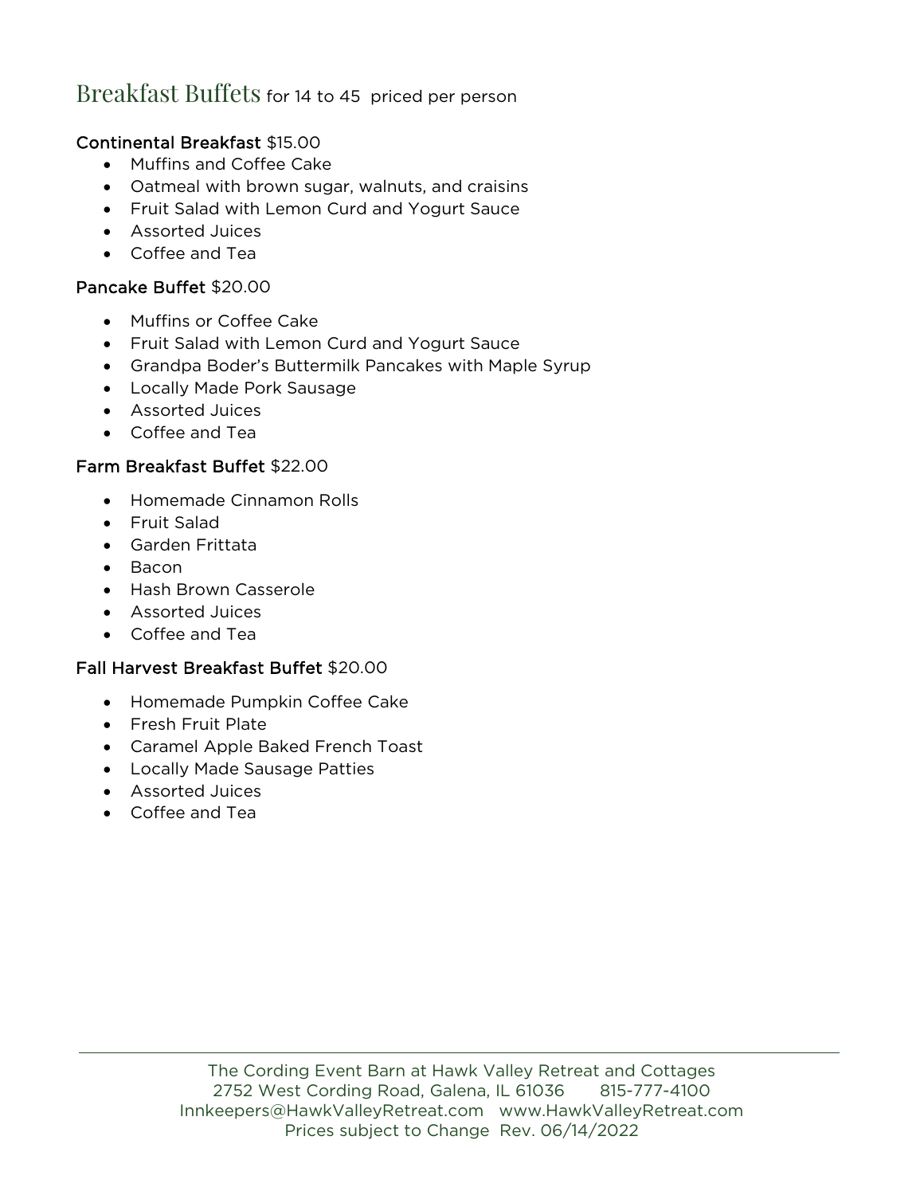# Breakfast Buffets for 14 to 45 priced per person

**Continental Breakfast** $15.00

- Muffins and Coffee Cake
- Oatmeal with brown sugar, walnuts, and craisins
- Fruit Salad with Lemon Curd and Yogurt Sauce
- Assorted Juices
- Coffee and Tea

**Pancake Buffet** $20.00

- Muffins or Coffee Cake
- Fruit Salad with Lemon Curd and Yogurt Sauce
- Grandpa Boder's Buttermilk Pancakes with Maple Syrup
- Locally Made Pork Sausage
- Assorted Juices
- Coffee and Tea

**Farm Breakfast Buffet** $22.00

- Homemade Cinnamon Rolls
- Fruit Salad
- Garden Frittata
- Bacon
- Hash Brown Casserole
- Assorted Juices
- Coffee and Tea

**Fall Harvest Breakfast Buffet** $20.00

- Homemade Pumpkin Coffee Cake
- Fresh Fruit Plate
- Caramel Apple Baked French Toast
- Locally Made Sausage Patties
- Assorted Juices
- Coffee and Tea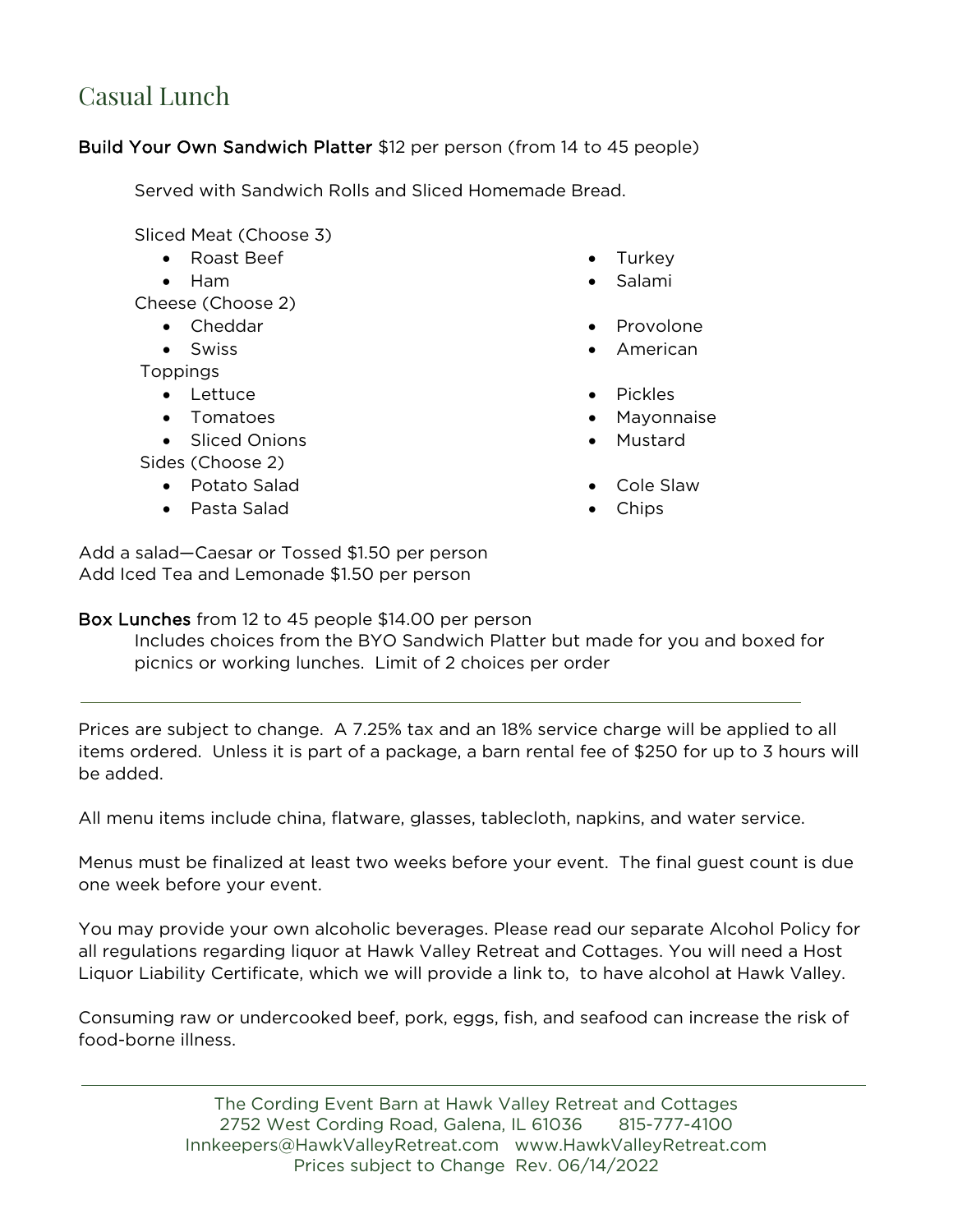## Casual Lunch

**Build Your Own Sandwich Platter** $12 per person (from 14 to 45 people)

Served with Sandwich Rolls and Sliced Homemade Bread.

Sliced Meat (Choose 3)

- Roast Beef
- Ham
- Turkey
- Salami

Cheese (Choose 2)

- Cheddar
- Swiss
- Provolone
- American

Toppings

- Lettuce
- Tomatoes
- Sliced Onions
- Pickles
- Mayonnaise
- Mustard

Sides (Choose 2)

- Potato Salad
- Pasta Salad
- Cole Slaw
- Chips

Add a salad—Caesar or Tossed $1.50 per person
Add Iced Tea and Lemonade $1.50 per person

**Box Lunches** from 12 to 45 people $14.00 per person

Includes choices from the BYO Sandwich Platter but made for you and boxed for picnics or working lunches. Limit of 2 choices per order

---

Prices are subject to change. A 7.25% tax and an 18% service charge will be applied to all items ordered. Unless it is part of a package, a barn rental fee of $250 for up to 3 hours will be added.

All menu items include china, flatware, glasses, tablecloth, napkins, and water service.

Menus must be finalized at least two weeks before your event. The final guest count is due one week before your event.

You may provide your own alcoholic beverages. Please read our separate Alcohol Policy for all regulations regarding liquor at Hawk Valley Retreat and Cottages. You will need a Host Liquor Liability Certificate, which we will provide a link to, to have alcohol at Hawk Valley.

Consuming raw or undercooked beef, pork, eggs, fish, and seafood can increase the risk of food-borne illness.